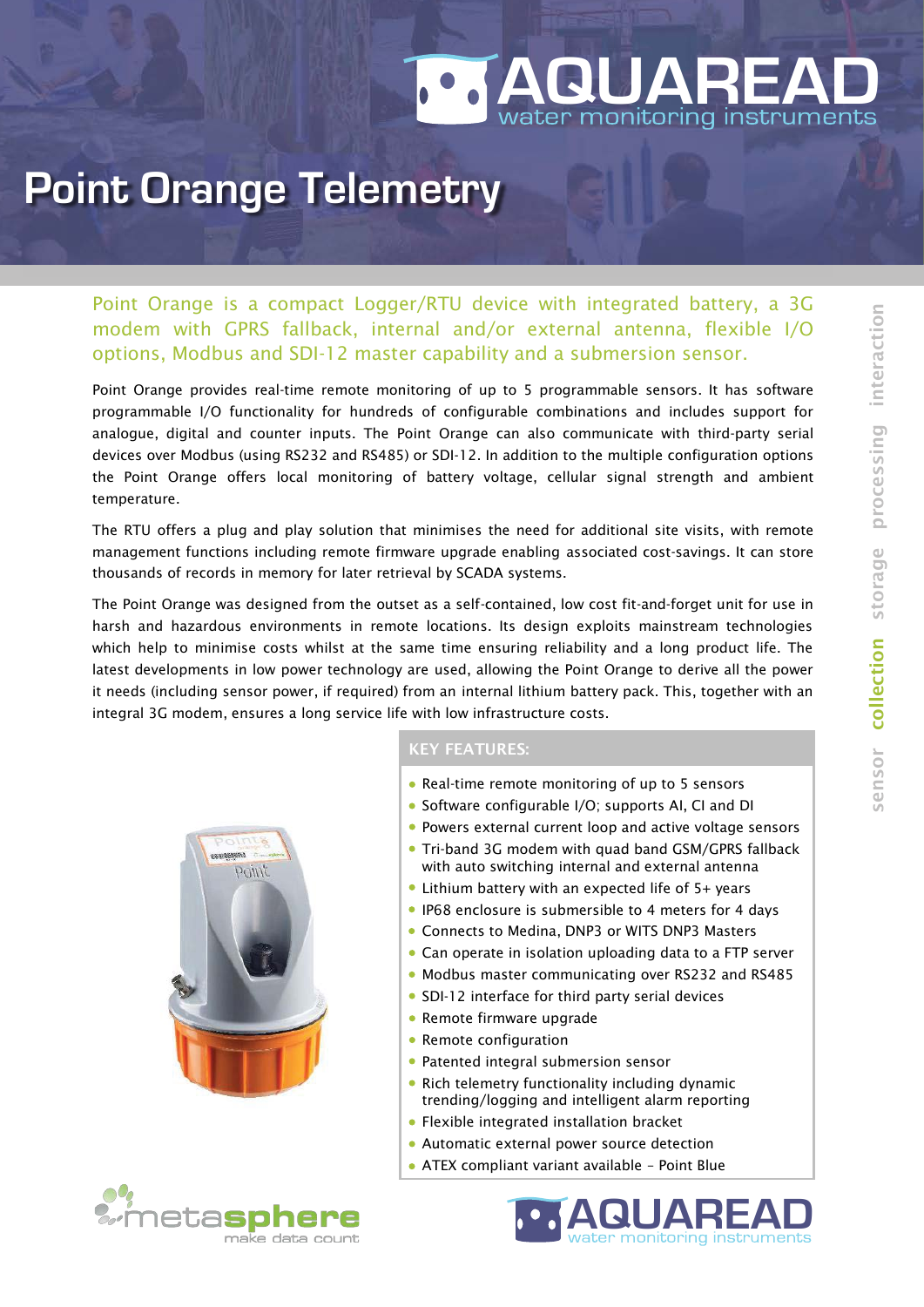# AQUAREAD
water monitoring instruments

# Point Orange Telemetry

Point Orange is a compact Logger/RTU device with integrated battery, a 3G modem with GPRS fallback, internal and/or external antenna, flexible I/O options, Modbus and SDI-12 master capability and a submersion sensor.

Point Orange provides real-time remote monitoring of up to 5 programmable sensors. It has software programmable I/O functionality for hundreds of configurable combinations and includes support for analogue, digital and counter inputs. The Point Orange can also communicate with third-party serial devices over Modbus (using RS232 and RS485) or SDI-12. In addition to the multiple configuration options the Point Orange offers local monitoring of battery voltage, cellular signal strength and ambient temperature.

The RTU offers a plug and play solution that minimises the need for additional site visits, with remote management functions including remote firmware upgrade enabling associated cost-savings. It can store thousands of records in memory for later retrieval by SCADA systems.

The Point Orange was designed from the outset as a self-contained, low cost fit-and-forget unit for use in harsh and hazardous environments in remote locations. Its design exploits mainstream technologies which help to minimise costs whilst at the same time ensuring reliability and a long product life. The latest developments in low power technology are used, allowing the Point Orange to derive all the power it needs (including sensor power, if required) from an internal lithium battery pack. This, together with an integral 3G modem, ensures a long service life with low infrastructure costs.

## KEY FEATURES:

- Real-time remote monitoring of up to 5 sensors
- Software configurable I/O; supports AI, CI and DI
- Powers external current loop and active voltage sensors
- Tri-band 3G modem with quad band GSM/GPRS fallback with auto switching internal and external antenna
- Lithium battery with an expected life of 5+ years
- IP68 enclosure is submersible to 4 meters for 4 days
- Connects to Medina, DNP3 or WITS DNP3 Masters
- Can operate in isolation uploading data to a FTP server
- Modbus master communicating over RS232 and RS485
- SDI-12 interface for third party serial devices
- Remote firmware upgrade
- Remote configuration
- Patented integral submersion sensor
- Rich telemetry functionality including dynamic trending/logging and intelligent alarm reporting
- Flexible integrated installation bracket
- Automatic external power source detection
- ATEX compliant variant available – Point Blue

sensor collection storage processing interaction

metasphere
make data count

AQUAREAD
water monitoring instruments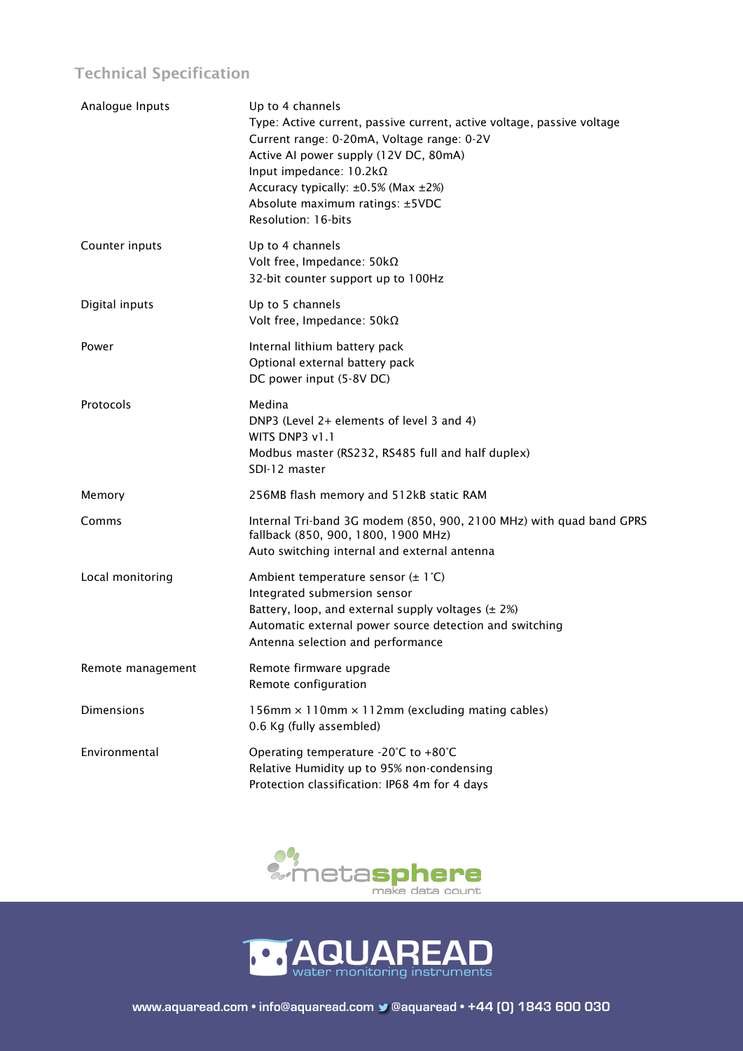## Technical Specification

| | |
|---|---|
| Analogue Inputs | Up to 4 channels<br>Type: Active current, passive current, active voltage, passive voltage<br>Current range: 0-20mA, Voltage range: 0-2V<br>Active AI power supply (12V DC, 80mA)<br>Input impedance: 10.2kΩ<br>Accuracy typically: ±0.5% (Max ±2%)<br>Absolute maximum ratings: ±5VDC<br>Resolution: 16-bits |
| Counter inputs | Up to 4 channels<br>Volt free, Impedance: 50kΩ<br>32-bit counter support up to 100Hz |
| Digital inputs | Up to 5 channels<br>Volt free, Impedance: 50kΩ |
| Power | Internal lithium battery pack<br>Optional external battery pack<br>DC power input (5-8V DC) |
| Protocols | Medina<br>DNP3 (Level 2+ elements of level 3 and 4)<br>WITS DNP3 v1.1<br>Modbus master (RS232, RS485 full and half duplex)<br>SDI-12 master |
| Memory | 256MB flash memory and 512kB static RAM |
| Comms | Internal Tri-band 3G modem (850, 900, 2100 MHz) with quad band GPRS fallback (850, 900, 1800, 1900 MHz)<br>Auto switching internal and external antenna |
| Local monitoring | Ambient temperature sensor (± 1˚C)<br>Integrated submersion sensor<br>Battery, loop, and external supply voltages (± 2%)<br>Automatic external power source detection and switching<br>Antenna selection and performance |
| Remote management | Remote firmware upgrade<br>Remote configuration |
| Dimensions | 156mm × 110mm × 112mm (excluding mating cables)<br>0.6 Kg (fully assembled) |
| Environmental | Operating temperature -20˚C to +80˚C<br>Relative Humidity up to 95% non-condensing<br>Protection classification: IP68 4m for 4 days |

metasphere
make data count

AQUAREAD
water monitoring instruments

www.aquaread.com • info@aquaread.com • @aquaread • +44 (0) 1843 600 030